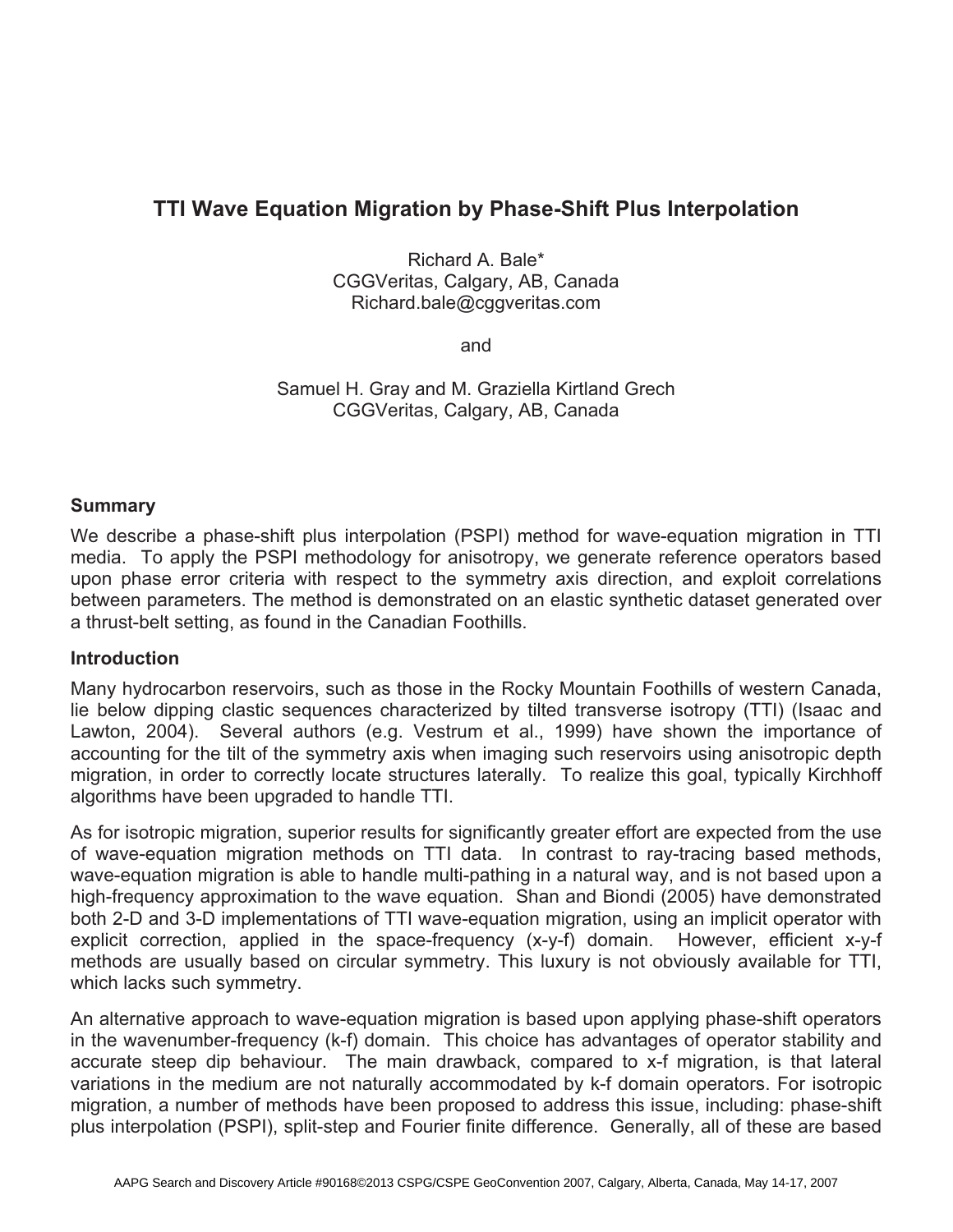# TTI Wave Equation Migration by Phase-Shift Plus Interpolation

Richard A. Bale*
CGGVeritas, Calgary, AB, Canada
Richard.bale@cggveritas.com

and

Samuel H. Gray and M. Graziella Kirtland Grech
CGGVeritas, Calgary, AB, Canada

## Summary

We describe a phase-shift plus interpolation (PSPI) method for wave-equation migration in TTI media. To apply the PSPI methodology for anisotropy, we generate reference operators based upon phase error criteria with respect to the symmetry axis direction, and exploit correlations between parameters. The method is demonstrated on an elastic synthetic dataset generated over a thrust-belt setting, as found in the Canadian Foothills.

## Introduction

Many hydrocarbon reservoirs, such as those in the Rocky Mountain Foothills of western Canada, lie below dipping clastic sequences characterized by tilted transverse isotropy (TTI) (Isaac and Lawton, 2004). Several authors (e.g. Vestrum et al., 1999) have shown the importance of accounting for the tilt of the symmetry axis when imaging such reservoirs using anisotropic depth migration, in order to correctly locate structures laterally. To realize this goal, typically Kirchhoff algorithms have been upgraded to handle TTI.

As for isotropic migration, superior results for significantly greater effort are expected from the use of wave-equation migration methods on TTI data. In contrast to ray-tracing based methods, wave-equation migration is able to handle multi-pathing in a natural way, and is not based upon a high-frequency approximation to the wave equation. Shan and Biondi (2005) have demonstrated both 2-D and 3-D implementations of TTI wave-equation migration, using an implicit operator with explicit correction, applied in the space-frequency (x-y-f) domain. However, efficient x-y-f methods are usually based on circular symmetry. This luxury is not obviously available for TTI, which lacks such symmetry.

An alternative approach to wave-equation migration is based upon applying phase-shift operators in the wavenumber-frequency (k-f) domain. This choice has advantages of operator stability and accurate steep dip behaviour. The main drawback, compared to x-f migration, is that lateral variations in the medium are not naturally accommodated by k-f domain operators. For isotropic migration, a number of methods have been proposed to address this issue, including: phase-shift plus interpolation (PSPI), split-step and Fourier finite difference. Generally, all of these are based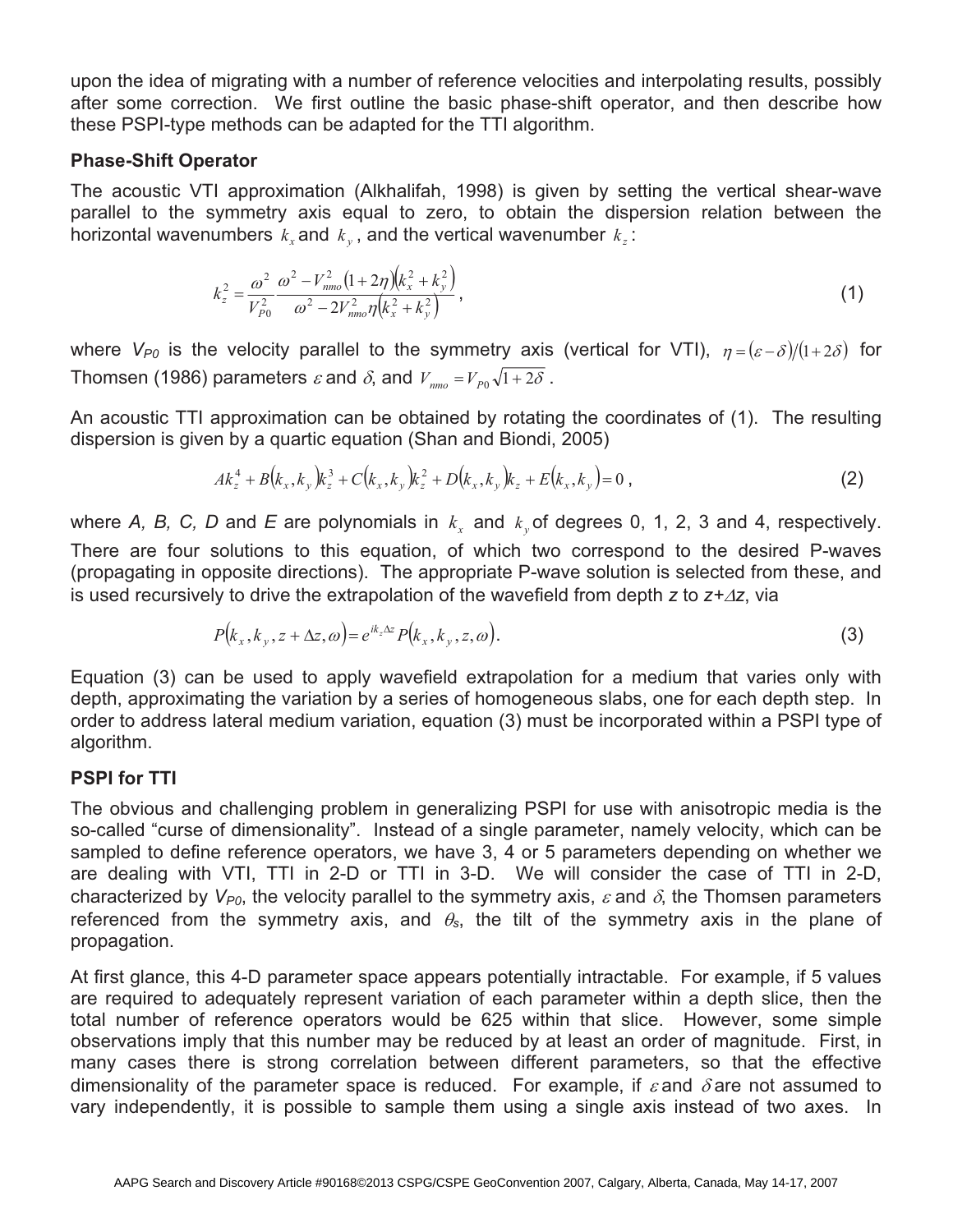upon the idea of migrating with a number of reference velocities and interpolating results, possibly after some correction. We first outline the basic phase-shift operator, and then describe how these PSPI-type methods can be adapted for the TTI algorithm.

### Phase-Shift Operator

The acoustic VTI approximation (Alkhalifah, 1998) is given by setting the vertical shear-wave parallel to the symmetry axis equal to zero, to obtain the dispersion relation between the horizontal wavenumbers $k_x$ and $k_y$, and the vertical wavenumber $k_z$:

$$k_z^2 = \frac{\omega^2}{V_{P0}^2} \frac{\omega^2 - V_{nmo}^2 (1+2\eta)\left(k_x^2 + k_y^2\right)}{\omega^2 - 2V_{nmo}^2 \eta \left(k_x^2 + k_y^2\right)}, \tag{1}$$

where $V_{P0}$ is the velocity parallel to the symmetry axis (vertical for VTI), $\eta = (\varepsilon - \delta)/(1+2\delta)$ for Thomsen (1986) parameters $\varepsilon$ and $\delta$, and $V_{nmo} = V_{P0}\sqrt{1+2\delta}$.

An acoustic TTI approximation can be obtained by rotating the coordinates of (1). The resulting dispersion is given by a quartic equation (Shan and Biondi, 2005)

$$Ak_z^4 + B(k_x, k_y)k_z^3 + C(k_x, k_y)k_z^2 + D(k_x, k_y)k_z + E(k_x, k_y) = 0, \tag{2}$$

where *A, B, C, D* and *E* are polynomials in $k_x$ and $k_y$ of degrees 0, 1, 2, 3 and 4, respectively. There are four solutions to this equation, of which two correspond to the desired P-waves (propagating in opposite directions). The appropriate P-wave solution is selected from these, and is used recursively to drive the extrapolation of the wavefield from depth $z$ to $z+\Delta z$, via

$$P(k_x, k_y, z+\Delta z, \omega) = e^{ik_z \Delta z} P(k_x, k_y, z, \omega). \tag{3}$$

Equation (3) can be used to apply wavefield extrapolation for a medium that varies only with depth, approximating the variation by a series of homogeneous slabs, one for each depth step. In order to address lateral medium variation, equation (3) must be incorporated within a PSPI type of algorithm.

### PSPI for TTI

The obvious and challenging problem in generalizing PSPI for use with anisotropic media is the so-called "curse of dimensionality". Instead of a single parameter, namely velocity, which can be sampled to define reference operators, we have 3, 4 or 5 parameters depending on whether we are dealing with VTI, TTI in 2-D or TTI in 3-D. We will consider the case of TTI in 2-D, characterized by $V_{P0}$, the velocity parallel to the symmetry axis, $\varepsilon$ and $\delta$, the Thomsen parameters referenced from the symmetry axis, and $\theta_s$, the tilt of the symmetry axis in the plane of propagation.

At first glance, this 4-D parameter space appears potentially intractable. For example, if 5 values are required to adequately represent variation of each parameter within a depth slice, then the total number of reference operators would be 625 within that slice. However, some simple observations imply that this number may be reduced by at least an order of magnitude. First, in many cases there is strong correlation between different parameters, so that the effective dimensionality of the parameter space is reduced. For example, if $\varepsilon$ and $\delta$ are not assumed to vary independently, it is possible to sample them using a single axis instead of two axes. In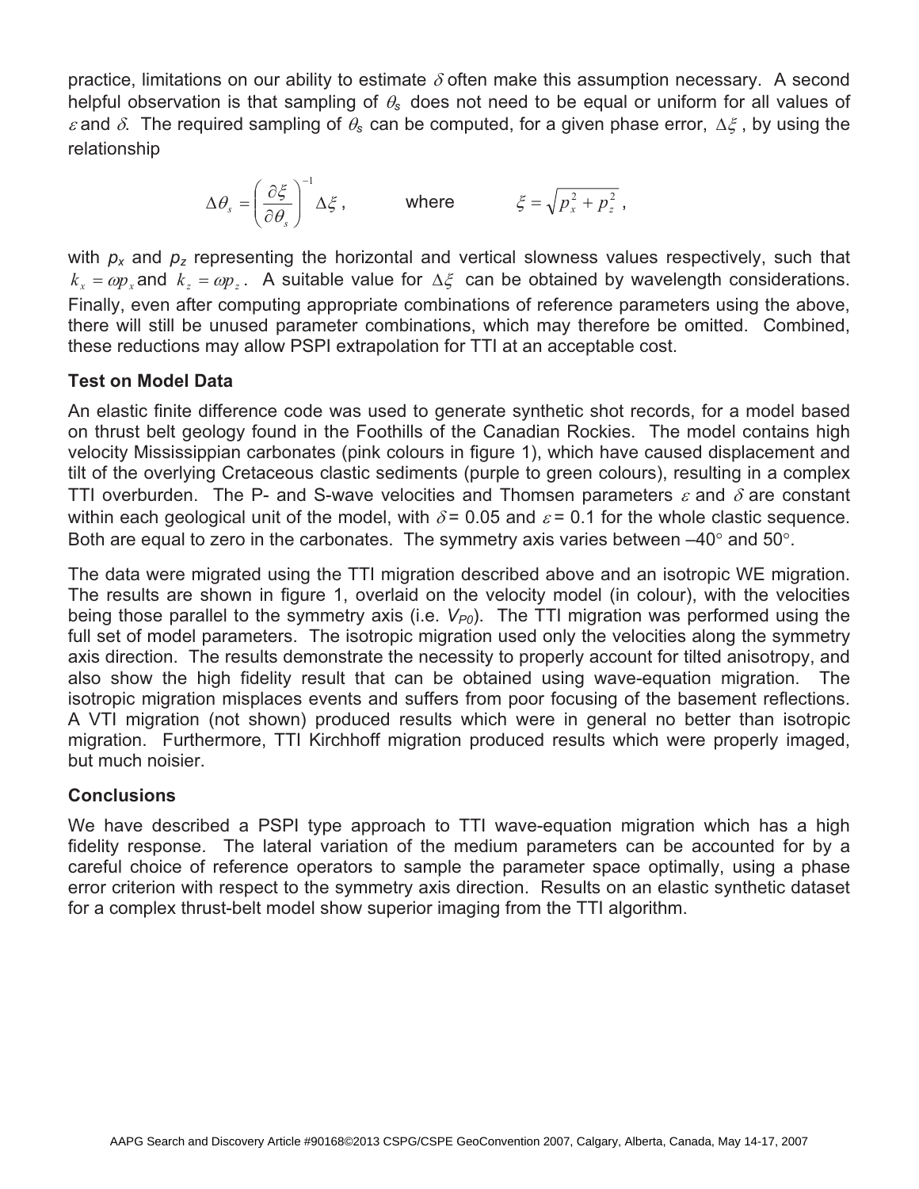practice, limitations on our ability to estimate $\delta$ often make this assumption necessary. A second helpful observation is that sampling of $\theta_s$ does not need to be equal or uniform for all values of $\varepsilon$ and $\delta$. The required sampling of $\theta_s$ can be computed, for a given phase error, $\Delta\xi$, by using the relationship

$$\Delta\theta_s = \left(\frac{\partial\xi}{\partial\theta_s}\right)^{-1}\Delta\xi\,, \qquad \text{where} \qquad \xi = \sqrt{p_x^2 + p_z^2}\,,$$

with $p_x$ and $p_z$ representing the horizontal and vertical slowness values respectively, such that $k_x = \omega p_x$ and $k_z = \omega p_z$. A suitable value for $\Delta\xi$ can be obtained by wavelength considerations. Finally, even after computing appropriate combinations of reference parameters using the above, there will still be unused parameter combinations, which may therefore be omitted. Combined, these reductions may allow PSPI extrapolation for TTI at an acceptable cost.

## Test on Model Data

An elastic finite difference code was used to generate synthetic shot records, for a model based on thrust belt geology found in the Foothills of the Canadian Rockies. The model contains high velocity Mississippian carbonates (pink colours in figure 1), which have caused displacement and tilt of the overlying Cretaceous clastic sediments (purple to green colours), resulting in a complex TTI overburden. The P- and S-wave velocities and Thomsen parameters $\varepsilon$ and $\delta$ are constant within each geological unit of the model, with $\delta = 0.05$ and $\varepsilon = 0.1$ for the whole clastic sequence. Both are equal to zero in the carbonates. The symmetry axis varies between –40° and 50°.

The data were migrated using the TTI migration described above and an isotropic WE migration. The results are shown in figure 1, overlaid on the velocity model (in colour), with the velocities being those parallel to the symmetry axis (i.e. $V_{P0}$). The TTI migration was performed using the full set of model parameters. The isotropic migration used only the velocities along the symmetry axis direction. The results demonstrate the necessity to properly account for tilted anisotropy, and also show the high fidelity result that can be obtained using wave-equation migration. The isotropic migration misplaces events and suffers from poor focusing of the basement reflections. A VTI migration (not shown) produced results which were in general no better than isotropic migration. Furthermore, TTI Kirchhoff migration produced results which were properly imaged, but much noisier.

## Conclusions

We have described a PSPI type approach to TTI wave-equation migration which has a high fidelity response. The lateral variation of the medium parameters can be accounted for by a careful choice of reference operators to sample the parameter space optimally, using a phase error criterion with respect to the symmetry axis direction. Results on an elastic synthetic dataset for a complex thrust-belt model show superior imaging from the TTI algorithm.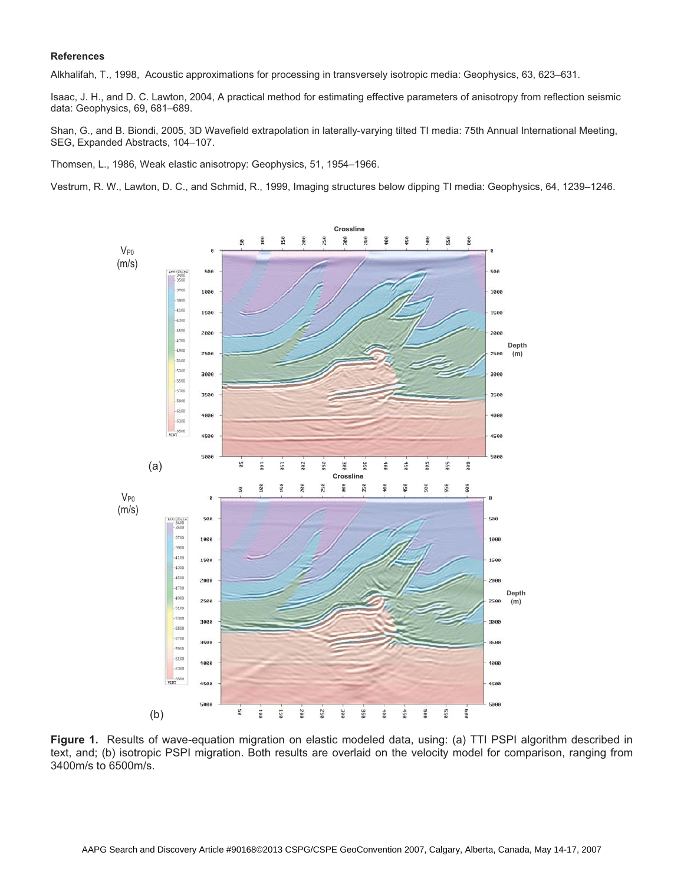**References**

Alkhalifah, T., 1998, Acoustic approximations for processing in transversely isotropic media: Geophysics, 63, 623–631.

Isaac, J. H., and D. C. Lawton, 2004, A practical method for estimating effective parameters of anisotropy from reflection seismic data: Geophysics, 69, 681–689.

Shan, G., and B. Biondi, 2005, 3D Wavefield extrapolation in laterally-varying tilted TI media: 75th Annual International Meeting, SEG, Expanded Abstracts, 104–107.

Thomsen, L., 1986, Weak elastic anisotropy: Geophysics, 51, 1954–1966.

Vestrum, R. W., Lawton, D. C., and Schmid, R., 1999, Imaging structures below dipping TI media: Geophysics, 64, 1239–1246.

$V_{P0}$
(m/s)

Crossline

Depth
(m)

(a)

$V_{P0}$
(m/s)

Crossline

Depth
(m)

(b)

**Figure 1.** Results of wave-equation migration on elastic modeled data, using: (a) TTI PSPI algorithm described in text, and; (b) isotropic PSPI migration. Both results are overlaid on the velocity model for comparison, ranging from 3400m/s to 6500m/s.